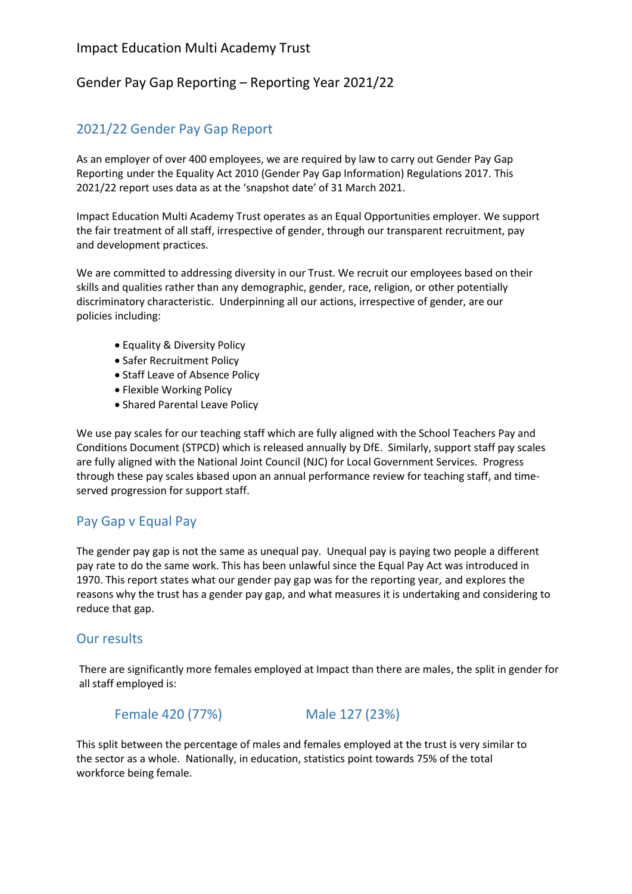Impact Education Multi Academy Trust

Gender Pay Gap Reporting – Reporting Year 2021/22

## 2021/22 Gender Pay Gap Report

As an employer of over 400 employees, we are required by law to carry out Gender Pay Gap Reporting under the Equality Act 2010 (Gender Pay Gap Information) Regulations 2017. This 2021/22 report uses data as at the 'snapshot date' of 31 March 2021.

Impact Education Multi Academy Trust operates as an Equal Opportunities employer. We support the fair treatment of all staff, irrespective of gender, through our transparent recruitment, pay and development practices.

We are committed to addressing diversity in our Trust. We recruit our employees based on their skills and qualities rather than any demographic, gender, race, religion, or other potentially discriminatory characteristic. Underpinning all our actions, irrespective of gender, are our policies including:

- Equality & Diversity Policy
- Safer Recruitment Policy
- Staff Leave of Absence Policy
- Flexible Working Policy
- Shared Parental Leave Policy

We use pay scales for our teaching staff which are fully aligned with the School Teachers Pay and Conditions Document (STPCD) which is released annually by DfE. Similarly, support staff pay scales are fully aligned with the National Joint Council (NJC) for Local Government Services. Progress through these pay scales is based upon an annual performance review for teaching staff, and time-served progression for support staff.

## Pay Gap v Equal Pay

The gender pay gap is not the same as unequal pay. Unequal pay is paying two people a different pay rate to do the same work. This has been unlawful since the Equal Pay Act was introduced in 1970. This report states what our gender pay gap was for the reporting year, and explores the reasons why the trust has a gender pay gap, and what measures it is undertaking and considering to reduce that gap.

## Our results

There are significantly more females employed at Impact than there are males, the split in gender for all staff employed is:

Female 420 (77%) Male 127 (23%)

This split between the percentage of males and females employed at the trust is very similar to the sector as a whole. Nationally, in education, statistics point towards 75% of the total workforce being female.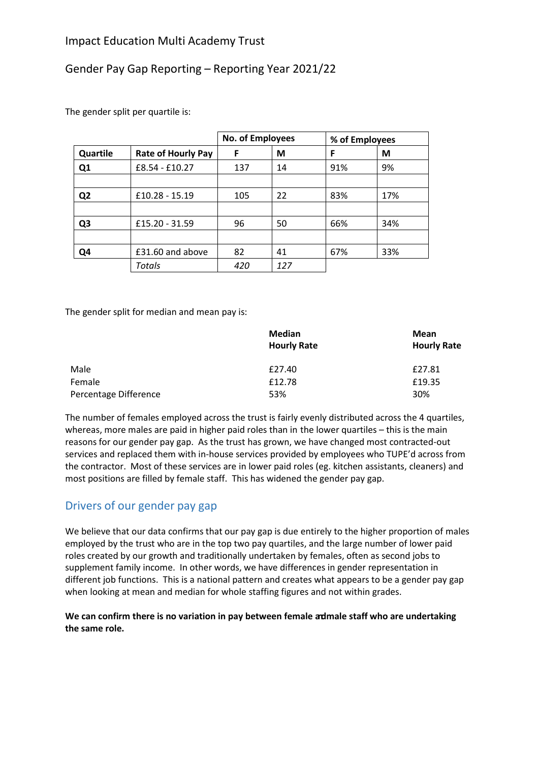Impact Education Multi Academy Trust

Gender Pay Gap Reporting – Reporting Year 2021/22

The gender split per quartile is:

| | | No. of Employees | | % of Employees | |
|---|---|---|---|---|---|
| **Quartile** | **Rate of Hourly Pay** | **F** | **M** | **F** | **M** |
| **Q1** | £8.54 - £10.27 | 137 | 14 | 91% | 9% |
| | | | | | |
| **Q2** | £10.28 - 15.19 | 105 | 22 | 83% | 17% |
| | | | | | |
| **Q3** | £15.20 - 31.59 | 96 | 50 | 66% | 34% |
| | | | | | |
| **Q4** | £31.60 and above | 82 | 41 | 67% | 33% |
| | *Totals* | *420* | *127* | | |

The gender split for median and mean pay is:

| | **Median Hourly Rate** | **Mean Hourly Rate** |
|---|---|---|
| Male | £27.40 | £27.81 |
| Female | £12.78 | £19.35 |
| Percentage Difference | 53% | 30% |

The number of females employed across the trust is fairly evenly distributed across the 4 quartiles, whereas, more males are paid in higher paid roles than in the lower quartiles – this is the main reasons for our gender pay gap. As the trust has grown, we have changed most contracted-out services and replaced them with in-house services provided by employees who TUPE'd across from the contractor. Most of these services are in lower paid roles (eg. kitchen assistants, cleaners) and most positions are filled by female staff. This has widened the gender pay gap.

## Drivers of our gender pay gap

We believe that our data confirms that our pay gap is due entirely to the higher proportion of males employed by the trust who are in the top two pay quartiles, and the large number of lower paid roles created by our growth and traditionally undertaken by females, often as second jobs to supplement family income. In other words, we have differences in gender representation in different job functions. This is a national pattern and creates what appears to be a gender pay gap when looking at mean and median for whole staffing figures and not within grades.

**We can confirm there is no variation in pay between female and male staff who are undertaking the same role.**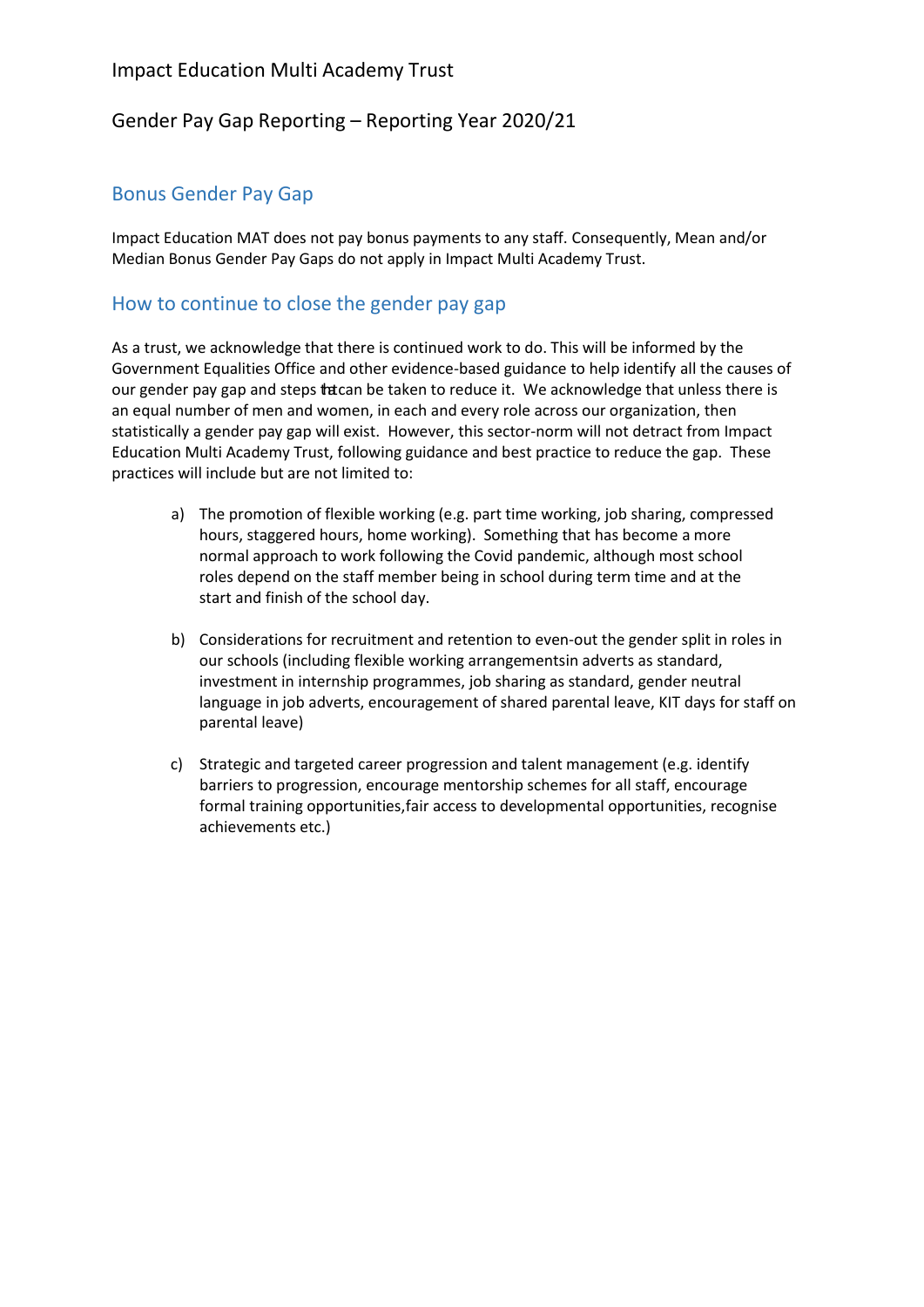Impact Education Multi Academy Trust

Gender Pay Gap Reporting – Reporting Year 2020/21

## Bonus Gender Pay Gap

Impact Education MAT does not pay bonus payments to any staff. Consequently, Mean and/or Median Bonus Gender Pay Gaps do not apply in Impact Multi Academy Trust.

## How to continue to close the gender pay gap

As a trust, we acknowledge that there is continued work to do. This will be informed by the Government Equalities Office and other evidence-based guidance to help identify all the causes of our gender pay gap and steps that can be taken to reduce it. We acknowledge that unless there is an equal number of men and women, in each and every role across our organization, then statistically a gender pay gap will exist. However, this sector-norm will not detract from Impact Education Multi Academy Trust, following guidance and best practice to reduce the gap. These practices will include but are not limited to:

a) The promotion of flexible working (e.g. part time working, job sharing, compressed hours, staggered hours, home working). Something that has become a more normal approach to work following the Covid pandemic, although most school roles depend on the staff member being in school during term time and at the start and finish of the school day.

b) Considerations for recruitment and retention to even-out the gender split in roles in our schools (including flexible working arrangementsin adverts as standard, investment in internship programmes, job sharing as standard, gender neutral language in job adverts, encouragement of shared parental leave, KIT days for staff on parental leave)

c) Strategic and targeted career progression and talent management (e.g. identify barriers to progression, encourage mentorship schemes for all staff, encourage formal training opportunities,fair access to developmental opportunities, recognise achievements etc.)